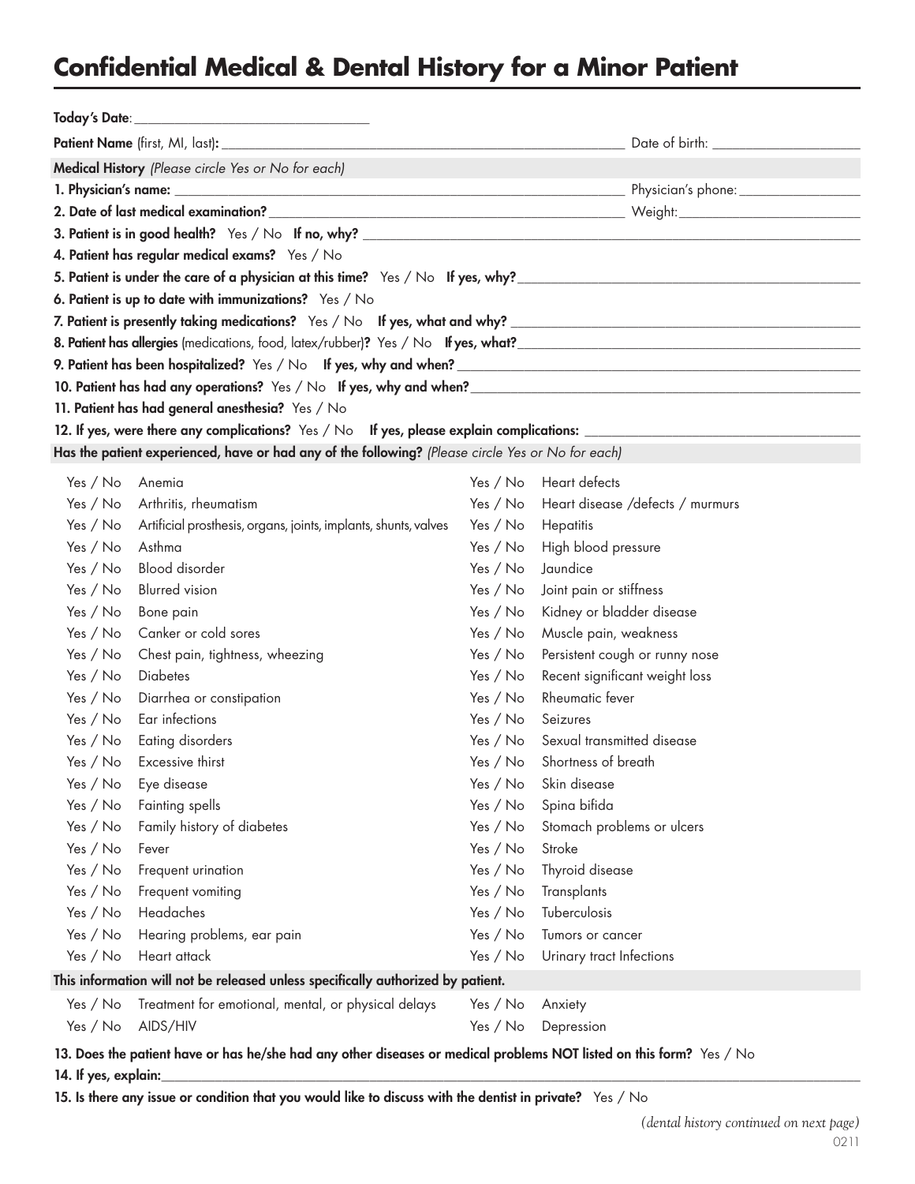# Confidential Medical & Dental History for a Minor Patient

**Today's Date**: ______________________________

**Patient Name** (first, MI, last)**:** ______________________________________________ Date of birth: ____________________

**Medical History** *(Please circle Yes or No for each)*

**1. Physician's name:** ______________________________________________ Physician's phone: ________________

**2. Date of last medical examination?** ______________________________________________ Weight: ______________________

**3. Patient is in good health?** Yes / No **If no, why?** ______________________________________________

**4. Patient has regular medical exams?** Yes / No

**5. Patient is under the care of a physician at this time?** Yes / No **If yes, why?** ______________________________________________

**6. Patient is up to date with immunizations?** Yes / No

**7. Patient is presently taking medications?** Yes / No **If yes, what and why?** ______________________________________________

**8. Patient has allergies** (medications, food, latex/rubber)**?** Yes / No **If yes, what?** ______________________________________________

**9. Patient has been hospitalized?** Yes / No **If yes, why and when?** ______________________________________________

**10. Patient has had any operations?** Yes / No **If yes, why and when?** ______________________________________________

**11. Patient has had general anesthesia?** Yes / No

**12. If yes, were there any complications?** Yes / No **If yes, please explain complications:** ______________________________

**Has the patient experienced, have or had any of the following?** *(Please circle Yes or No for each)*

| | | | |
|---|---|---|---|
| Yes / No | Anemia | Yes / No | Heart defects |
| Yes / No | Arthritis, rheumatism | Yes / No | Heart disease /defects / murmurs |
| Yes / No | Artificial prosthesis, organs, joints, implants, shunts, valves | Yes / No | Hepatitis |
| Yes / No | Asthma | Yes / No | High blood pressure |
| Yes / No | Blood disorder | Yes / No | Jaundice |
| Yes / No | Blurred vision | Yes / No | Joint pain or stiffness |
| Yes / No | Bone pain | Yes / No | Kidney or bladder disease |
| Yes / No | Canker or cold sores | Yes / No | Muscle pain, weakness |
| Yes / No | Chest pain, tightness, wheezing | Yes / No | Persistent cough or runny nose |
| Yes / No | Diabetes | Yes / No | Recent significant weight loss |
| Yes / No | Diarrhea or constipation | Yes / No | Rheumatic fever |
| Yes / No | Ear infections | Yes / No | Seizures |
| Yes / No | Eating disorders | Yes / No | Sexual transmitted disease |
| Yes / No | Excessive thirst | Yes / No | Shortness of breath |
| Yes / No | Eye disease | Yes / No | Skin disease |
| Yes / No | Fainting spells | Yes / No | Spina bifida |
| Yes / No | Family history of diabetes | Yes / No | Stomach problems or ulcers |
| Yes / No | Fever | Yes / No | Stroke |
| Yes / No | Frequent urination | Yes / No | Thyroid disease |
| Yes / No | Frequent vomiting | Yes / No | Transplants |
| Yes / No | Headaches | Yes / No | Tuberculosis |
| Yes / No | Hearing problems, ear pain | Yes / No | Tumors or cancer |
| Yes / No | Heart attack | Yes / No | Urinary tract Infections |

**This information will not be released unless specifically authorized by patient.**

| | | | |
|---|---|---|---|
| Yes / No | Treatment for emotional, mental, or physical delays | Yes / No | Anxiety |
| Yes / No | AIDS/HIV | Yes / No | Depression |

**13. Does the patient have or has he/she had any other diseases or medical problems NOT listed on this form?** Yes / No

**14. If yes, explain:** ______________________________________________

**15. Is there any issue or condition that you would like to discuss with the dentist in private?** Yes / No

*(dental history continued on next page)*

0211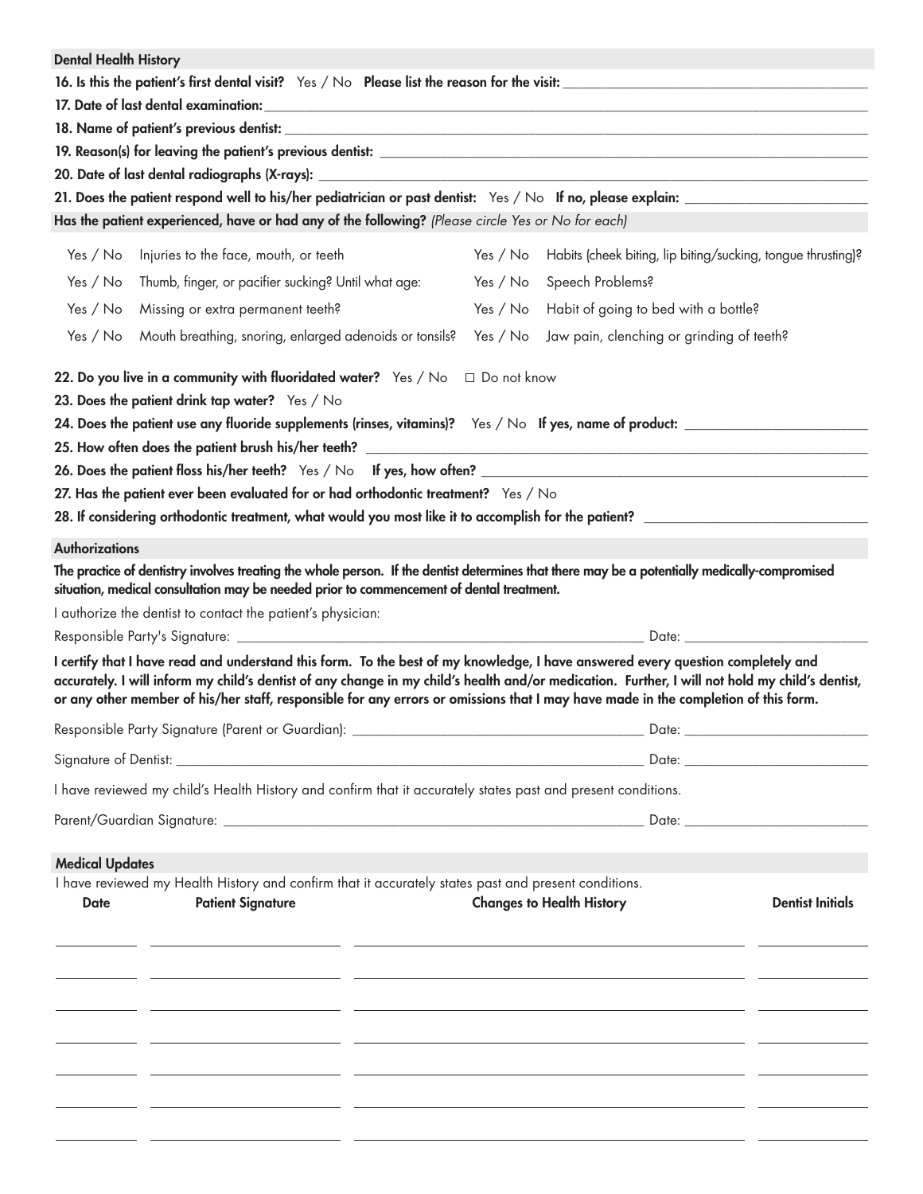## Dental Health History

**16. Is this the patient's first dental visit?** Yes / No **Please list the reason for the visit:** ___________________________

**17. Date of last dental examination:** ___________________________

**18. Name of patient's previous dentist:** ___________________________

**19. Reason(s) for leaving the patient's previous dentist:** ___________________________

**20. Date of last dental radiographs (X-rays):** ___________________________

**21. Does the patient respond well to his/her pediatrician or past dentist:** Yes / No **If no, please explain:** ___________________________

**Has the patient experienced, have or had any of the following?** *(Please circle Yes or No for each)*

| | | | |
|---|---|---|---|
| Yes / No | Injuries to the face, mouth, or teeth | Yes / No | Habits (cheek biting, lip biting/sucking, tongue thrusting)? |
| Yes / No | Thumb, finger, or pacifier sucking? Until what age: | Yes / No | Speech Problems? |
| Yes / No | Missing or extra permanent teeth? | Yes / No | Habit of going to bed with a bottle? |
| Yes / No | Mouth breathing, snoring, enlarged adenoids or tonsils? | Yes / No | Jaw pain, clenching or grinding of teeth? |

**22. Do you live in a community with fluoridated water?** Yes / No ☐ Do not know

**23. Does the patient drink tap water?** Yes / No

**24. Does the patient use any fluoride supplements (rinses, vitamins)?** Yes / No **If yes, name of product:** ___________________________

**25. How often does the patient brush his/her teeth?** ___________________________

**26. Does the patient floss his/her teeth?** Yes / No **If yes, how often?** ___________________________

**27. Has the patient ever been evaluated for or had orthodontic treatment?** Yes / No

**28. If considering orthodontic treatment, what would you most like it to accomplish for the patient?** ___________________________

## Authorizations

**The practice of dentistry involves treating the whole person. If the dentist determines that there may be a potentially medically-compromised situation, medical consultation may be needed prior to commencement of dental treatment.**

I authorize the dentist to contact the patient's physician:

Responsible Party's Signature: ___________________________ Date: ___________________________

**I certify that I have read and understand this form. To the best of my knowledge, I have answered every question completely and accurately. I will inform my child's dentist of any change in my child's health and/or medication. Further, I will not hold my child's dentist, or any other member of his/her staff, responsible for any errors or omissions that I may have made in the completion of this form.**

Responsible Party Signature (Parent or Guardian): ___________________________ Date: ___________________________

Signature of Dentist: ___________________________ Date: ___________________________

I have reviewed my child's Health History and confirm that it accurately states past and present conditions.

Parent/Guardian Signature: ___________________________ Date: ___________________________

## Medical Updates

I have reviewed my Health History and confirm that it accurately states past and present conditions.

| Date | Patient Signature | Changes to Health History | Dentist Initials |
|---|---|---|---|
| | | | |
| | | | |
| | | | |
| | | | |
| | | | |
| | | | |
| | | | |